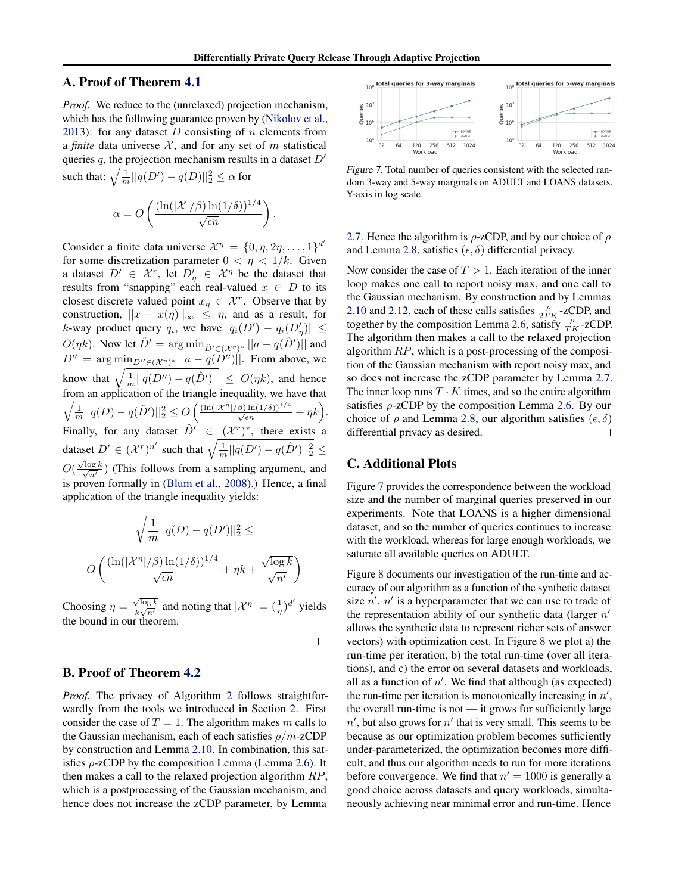## A. Proof of Theorem 4.1

*Proof.* We reduce to the (unrelaxed) projection mechanism, which has the following guarantee proven by (Nikolov et al., 2013): for any dataset $D$ consisting of $n$ elements from a *finite* data universe $\mathcal{X}$, and for any set of $m$ statistical queries $q$, the projection mechanism results in a dataset $D'$ such that: $\sqrt{\frac{1}{m}||q(D') - q(D)||_2^2} \leq \alpha$ for

$$\alpha = O\left(\frac{(\ln(|\mathcal{X}|/\beta)\ln(1/\delta))^{1/4}}{\sqrt{\epsilon n}}\right).$$

Consider a finite data universe $\mathcal{X}^\eta = \{0, \eta, 2\eta, \ldots, 1\}^{d'}$ for some discretization parameter $0 < \eta < 1/k$. Given a dataset $D' \in \mathcal{X}^r$, let $D'_\eta \in \mathcal{X}^\eta$ be the dataset that results from "snapping" each real-valued $x \in D$ to its closest discrete valued point $x_\eta \in \mathcal{X}^r$. Observe that by construction, $||x - x(\eta)||_\infty \leq \eta$, and as a result, for $k$-way product query $q_i$, we have $|q_i(D') - q_i(D'_\eta)| \leq O(\eta k)$. Now let $\hat{D}' = \arg\min_{\hat{D}' \in (\mathcal{X}^r)^*} ||a - q(\hat{D}')||$ and $D'' = \arg\min_{D'' \in (\mathcal{X}^\eta)^*} ||a - q(D'')||$. From above, we know that $\sqrt{\frac{1}{m}||q(D'') - q(\hat{D}')||} \leq O(\eta k)$, and hence from an application of the triangle inequality, we have that $\sqrt{\frac{1}{m}||q(D) - q(\hat{D}')||_2^2} \leq O\left(\frac{(\ln(|\mathcal{X}^\eta|/\beta)\ln(1/\delta))^{1/4}}{\sqrt{\epsilon n}} + \eta k\right)$. Finally, for any dataset $\hat{D}' \in (\mathcal{X}^r)^*$, there exists a dataset $D' \in (\mathcal{X}^r)^{n'}$ such that $\sqrt{\frac{1}{m}||q(D') - q(\hat{D}')||_2^2} \leq O(\frac{\sqrt{\log k}}{\sqrt{n'}})$ (This follows from a sampling argument, and is proven formally in (Blum et al., 2008).) Hence, a final application of the triangle inequality yields:

$$\sqrt{\frac{1}{m}||q(D) - q(D')||_2^2} \leq$$

$$O\left(\frac{(\ln(|\mathcal{X}^\eta|/\beta)\ln(1/\delta))^{1/4}}{\sqrt{\epsilon n}} + \eta k + \frac{\sqrt{\log k}}{\sqrt{n'}}\right)$$

Choosing $\eta = \frac{\sqrt{\log k}}{k\sqrt{n'}}$ and noting that $|\mathcal{X}^\eta| = (\frac{1}{\eta})^{d'}$ yields the bound in our theorem. □

## B. Proof of Theorem 4.2

*Proof.* The privacy of Algorithm 2 follows straightforwardly from the tools we introduced in Section 2. First consider the case of $T = 1$. The algorithm makes $m$ calls to the Gaussian mechanism, each of each satisfies $\rho/m$-zCDP by construction and Lemma 2.10. In combination, this satisfies $\rho$-zCDP by the composition Lemma (Lemma 2.6). It then makes a call to the relaxed projection algorithm $RP$, which is a postprocessing of the Gaussian mechanism, and hence does not increase the zCDP parameter, by Lemma 2.7. Hence the algorithm is $\rho$-zCDP, and by our choice of $\rho$ and Lemma 2.8, satisfies $(\epsilon, \delta)$ differential privacy.

Now consider the case of $T > 1$. Each iteration of the inner loop makes one call to report noisy max, and one call to the Gaussian mechanism. By construction and by Lemmas 2.10 and 2.12, each of these calls satisfies $\frac{\rho}{2TK}$-zCDP, and together by the composition Lemma 2.6, satisfy $\frac{\rho}{TK}$-zCDP. The algorithm then makes a call to the relaxed projection algorithm $RP$, which is a post-processing of the composition of the Gaussian mechanism with report noisy max, and so does not increase the zCDP parameter by Lemma 2.7. The inner loop runs $T \cdot K$ times, and so the entire algorithm satisfies $\rho$-zCDP by the composition Lemma 2.6. By our choice of $\rho$ and Lemma 2.8, our algorithm satisfies $(\epsilon, \delta)$ differential privacy as desired. □

*Figure 7.* Total number of queries consistent with the selected random 3-way and 5-way marginals on ADULT and LOANS datasets. Y-axis in log scale.

## C. Additional Plots

Figure 7 provides the correspondence between the workload size and the number of marginal queries preserved in our experiments. Note that LOANS is a higher dimensional dataset, and so the number of queries continues to increase with the workload, whereas for large enough workloads, we saturate all available queries on ADULT.

Figure 8 documents our investigation of the run-time and accuracy of our algorithm as a function of the synthetic dataset size $n'$. $n'$ is a hyperparameter that we can use to trade of the representation ability of our synthetic data (larger $n'$ allows the synthetic data to represent richer sets of answer vectors) with optimization cost. In Figure 8 we plot a) the run-time per iteration, b) the total run-time (over all iterations), and c) the error on several datasets and workloads, all as a function of $n'$. We find that although (as expected) the run-time per iteration is monotonically increasing in $n'$, the overall run-time is not — it grows for sufficiently large $n'$, but also grows for $n'$ that is very small. This seems to be because as our optimization problem becomes sufficiently under-parameterized, the optimization becomes more difficult, and thus our algorithm needs to run for more iterations before convergence. We find that $n' = 1000$ is generally a good choice across datasets and query workloads, simultaneously achieving near minimal error and run-time. Hence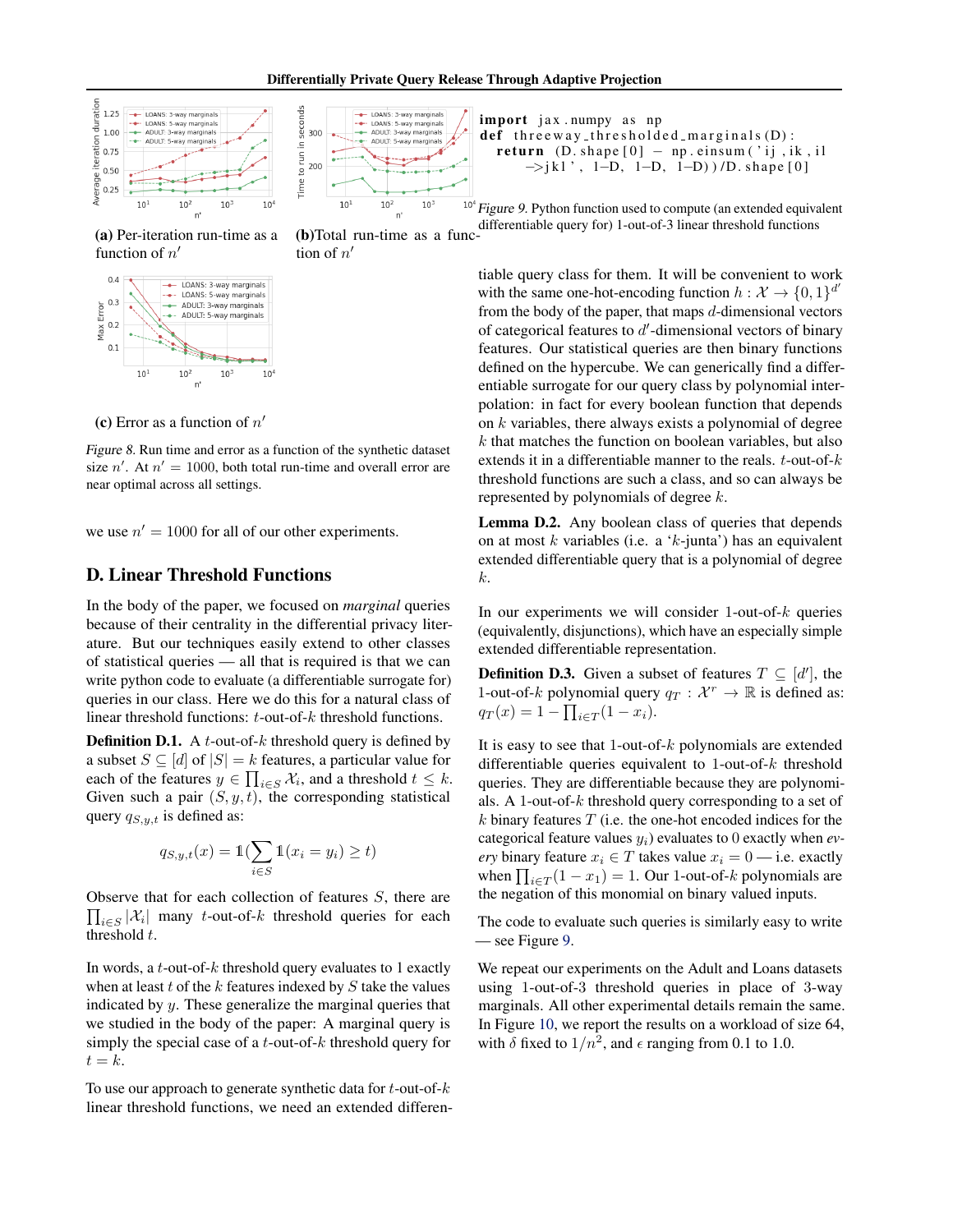(a) Per-iteration run-time as a function of $n'$

(b) Total run-time as a function of $n'$

(c) Error as a function of $n'$

*Figure 8.* Run time and error as a function of the synthetic dataset size $n'$. At $n' = 1000$, both total run-time and overall error are near optimal across all settings.

we use $n' = 1000$ for all of our other experiments.

## D. Linear Threshold Functions

In the body of the paper, we focused on *marginal* queries because of their centrality in the differential privacy literature. But our techniques easily extend to other classes of statistical queries — all that is required is that we can write python code to evaluate (a differentiable surrogate for) queries in our class. Here we do this for a natural class of linear threshold functions: $t$-out-of-$k$ threshold functions.

**Definition D.1.** A $t$-out-of-$k$ threshold query is defined by a subset $S \subseteq [d]$ of $|S| = k$ features, a particular value for each of the features $y \in \prod_{i \in S} \mathcal{X}_i$, and a threshold $t \leq k$. Given such a pair $(S, y, t)$, the corresponding statistical query $q_{S,y,t}$ is defined as:

$$q_{S,y,t}(x) = \mathbb{1}(\sum_{i \in S} \mathbb{1}(x_i = y_i) \geq t)$$

Observe that for each collection of features $S$, there are $\prod_{i \in S} |\mathcal{X}_i|$ many $t$-out-of-$k$ threshold queries for each threshold $t$.

In words, a $t$-out-of-$k$ threshold query evaluates to 1 exactly when at least $t$ of the $k$ features indexed by $S$ take the values indicated by $y$. These generalize the marginal queries that we studied in the body of the paper: A marginal query is simply the special case of a $t$-out-of-$k$ threshold query for $t = k$.

To use our approach to generate synthetic data for $t$-out-of-$k$ linear threshold functions, we need an extended differentiable query class for them. It will be convenient to work with the same one-hot-encoding function $h : \mathcal{X} \to \{0, 1\}^{d'}$ from the body of the paper, that maps $d$-dimensional vectors of categorical features to $d'$-dimensional vectors of binary features. Our statistical queries are then binary functions defined on the hypercube. We can generically find a differentiable surrogate for our query class by polynomial interpolation: in fact for every boolean function that depends on $k$ variables, there always exists a polynomial of degree $k$ that matches the function on boolean variables, but also extends it in a differentiable manner to the reals. $t$-out-of-$k$ threshold functions are such a class, and so can always be represented by polynomials of degree $k$.

```
import jax.numpy as np
def threeway_thresholded_marginals(D):
    return (D.shape[0] - np.einsum('ij,ik,il
        ->jkl', 1-D, 1-D, 1-D))/D.shape[0]
```

*Figure 9.* Python function used to compute (an extended equivalent differentiable query for) 1-out-of-3 linear threshold functions

**Lemma D.2.** Any boolean class of queries that depends on at most $k$ variables (i.e. a '$k$-junta') has an equivalent extended differentiable query that is a polynomial of degree $k$.

In our experiments we will consider 1-out-of-$k$ queries (equivalently, disjunctions), which have an especially simple extended differentiable representation.

**Definition D.3.** Given a subset of features $T \subseteq [d']$, the 1-out-of-$k$ polynomial query $q_T : \mathcal{X}^r \to \mathbb{R}$ is defined as: $q_T(x) = 1 - \prod_{i \in T}(1 - x_i)$.

It is easy to see that 1-out-of-$k$ polynomials are extended differentiable queries equivalent to 1-out-of-$k$ threshold queries. They are differentiable because they are polynomials. A 1-out-of-$k$ threshold query corresponding to a set of $k$ binary features $T$ (i.e. the one-hot encoded indices for the categorical feature values $y_i$) evaluates to 0 exactly when *every* binary feature $x_i \in T$ takes value $x_i = 0$ — i.e. exactly when $\prod_{i \in T}(1 - x_1) = 1$. Our 1-out-of-$k$ polynomials are the negation of this monomial on binary valued inputs.

The code to evaluate such queries is similarly easy to write — see Figure 9.

We repeat our experiments on the Adult and Loans datasets using 1-out-of-3 threshold queries in place of 3-way marginals. All other experimental details remain the same. In Figure 10, we report the results on a workload of size 64, with $\delta$ fixed to $1/n^2$, and $\epsilon$ ranging from 0.1 to 1.0.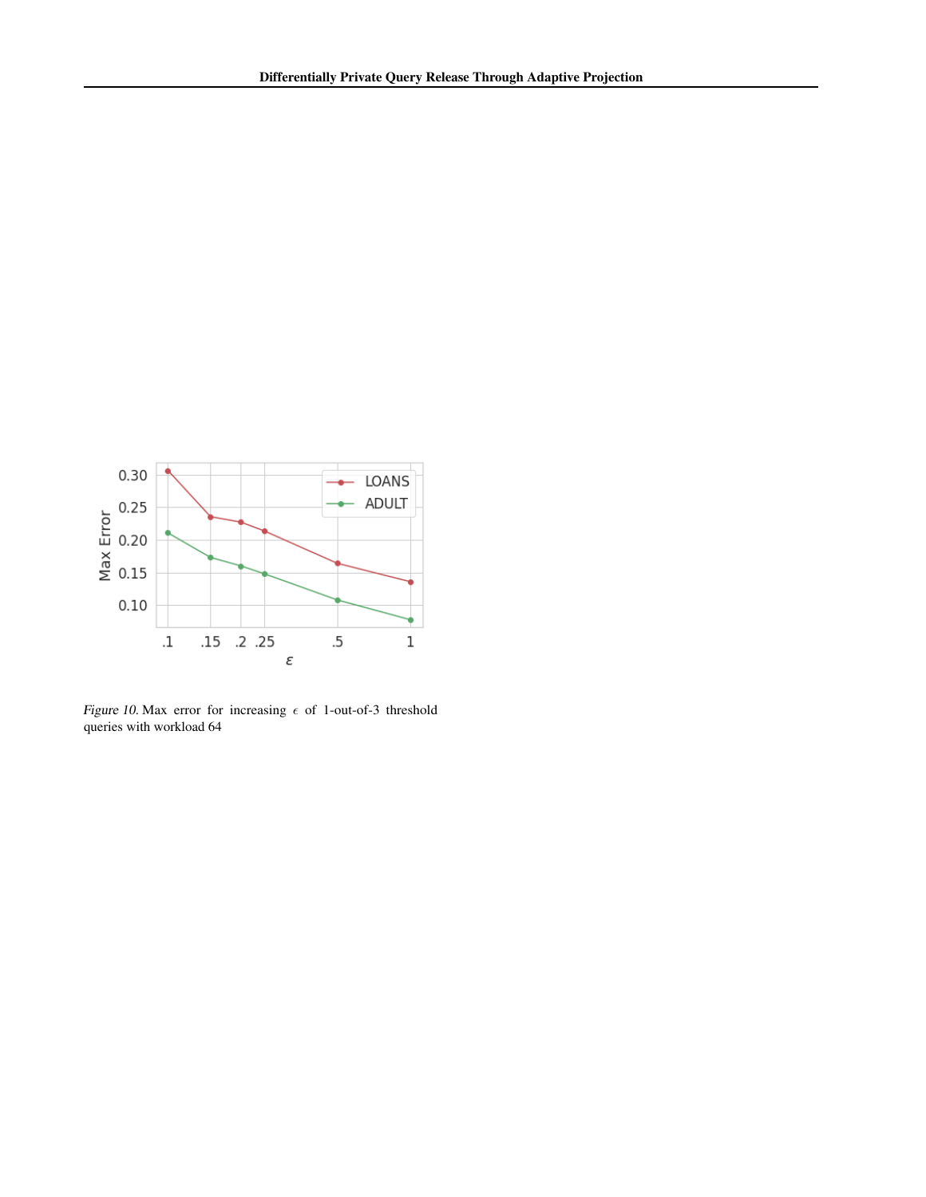0.30
0.25
0.20
0.15
0.10

Max Error

.1 .15 .2 .25 .5 1

$\varepsilon$

LOANS
ADULT

*Figure 10.* Max error for increasing $\epsilon$ of 1-out-of-3 threshold queries with workload 64